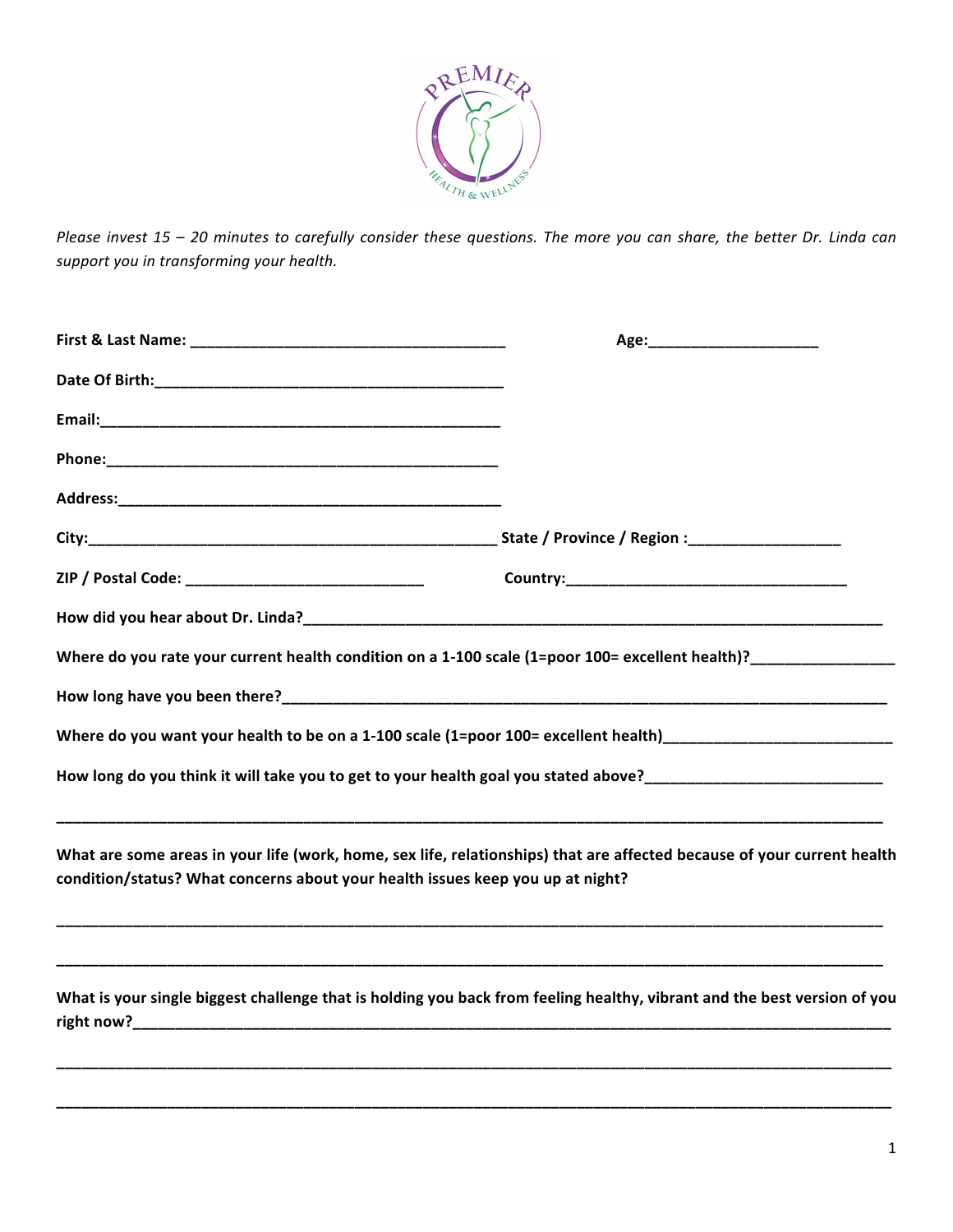PREMIER HEALTH & WELLNESS

*Please invest 15 – 20 minutes to carefully consider these questions. The more you can share, the better Dr. Linda can support you in transforming your health.*

**First & Last Name:** ______________________________________ **Age:**____________________

**Date Of Birth:**__________________________________________

**Email:**________________________________________________

**Phone:**_______________________________________________

**Address:**_______________________________________________

**City:**__________________________________________________ **State / Province / Region :**__________________

**ZIP / Postal Code:** _____________________________ **Country:**__________________________________

**How did you hear about Dr. Linda?**__________________________________________________________________________

**Where do you rate your current health condition on a 1-100 scale (1=poor 100= excellent health)?**_________________

**How long have you been there?**____________________________________________________________________________

**Where do you want your health to be on a 1-100 scale (1=poor 100= excellent health)**___________________________

**How long do you think it will take you to get to your health goal you stated above?**____________________________

____________________________________________________________________________________________________

**What are some areas in your life (work, home, sex life, relationships) that are affected because of your current health condition/status? What concerns about your health issues keep you up at night?**

____________________________________________________________________________________________________

____________________________________________________________________________________________________

**What is your single biggest challenge that is holding you back from feeling healthy, vibrant and the best version of you right now?**_____________________________________________________________________________________________

____________________________________________________________________________________________________

____________________________________________________________________________________________________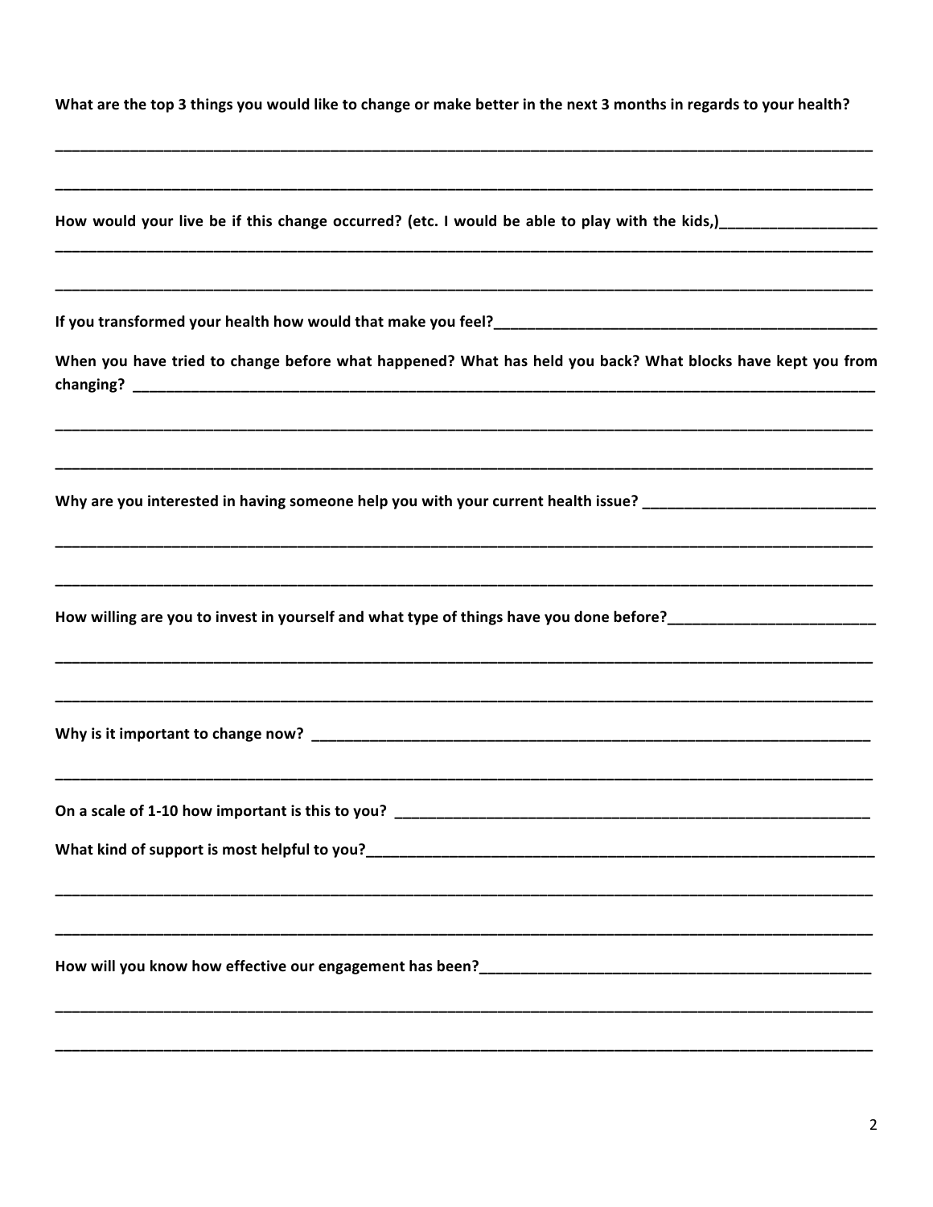**What are the top 3 things you would like to change or make better in the next 3 months in regards to your health?**

_______________________________________________________________________________________________

_______________________________________________________________________________________________

**How would your live be if this change occurred? (etc. I would be able to play with the kids,)**___________________

_______________________________________________________________________________________________

_______________________________________________________________________________________________

**If you transformed your health how would that make you feel?**_____________________________________________

**When you have tried to change before what happened? What has held you back? What blocks have kept you from changing?** _______________________________________________________________________________

_______________________________________________________________________________________________

_______________________________________________________________________________________________

**Why are you interested in having someone help you with your current health issue?** ___________________________

_______________________________________________________________________________________________

_______________________________________________________________________________________________

**How willing are you to invest in yourself and what type of things have you done before?**______________________

_______________________________________________________________________________________________

_______________________________________________________________________________________________

**Why is it important to change now?** _________________________________________________________________

_______________________________________________________________________________________________

**On a scale of 1-10 how important is this to you?** ______________________________________________________

**What kind of support is most helpful to you?**__________________________________________________________

_______________________________________________________________________________________________

_______________________________________________________________________________________________

**How will you know how effective our engagement has been?**_____________________________________________

_______________________________________________________________________________________________

_______________________________________________________________________________________________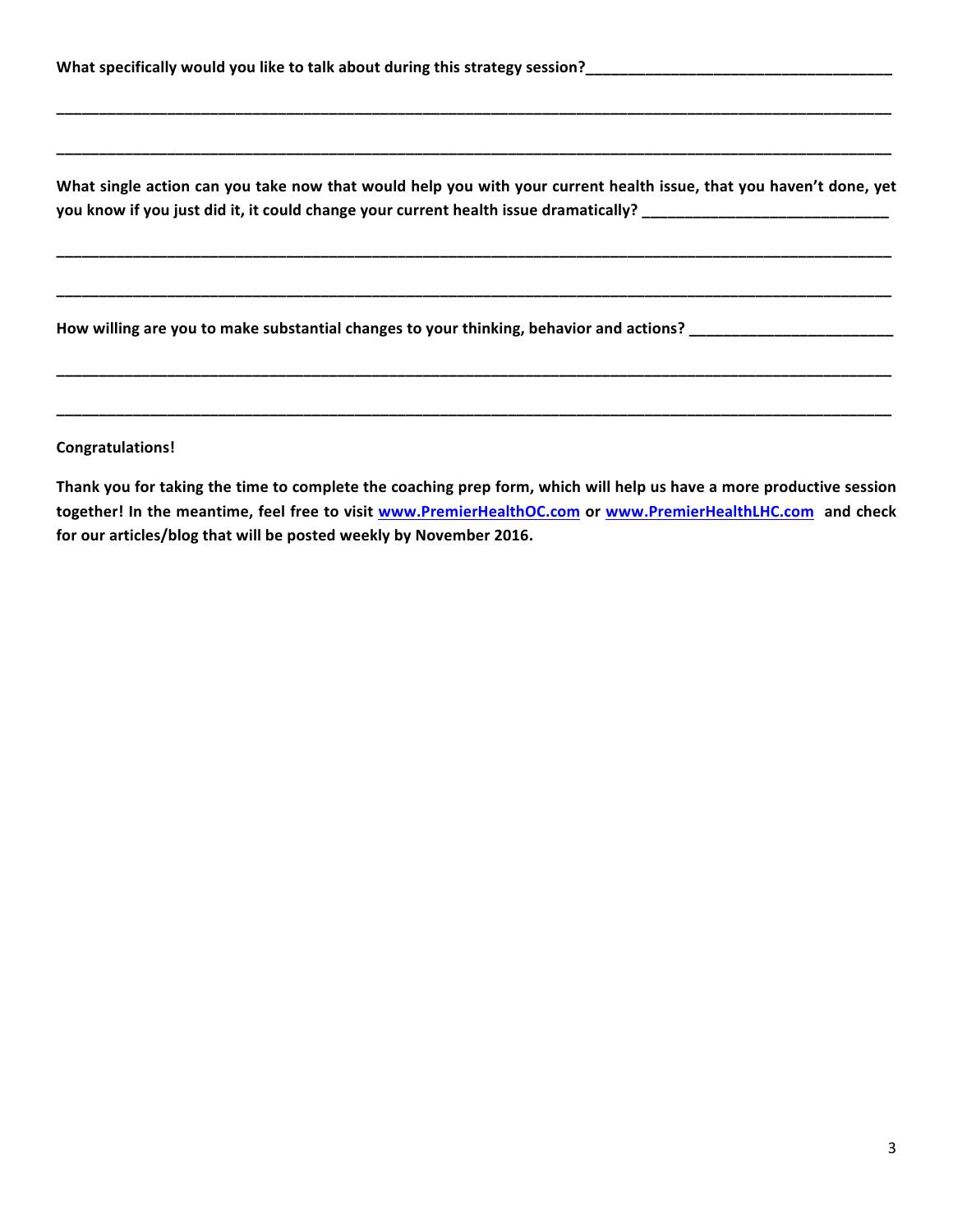**What specifically would you like to talk about during this strategy session?**_____________________________________

_____________________________________________________________________________________________

_____________________________________________________________________________________________

**What single action can you take now that would help you with your current health issue, that you haven't done, yet you know if you just did it, it could change your current health issue dramatically?** _____________________________

_____________________________________________________________________________________________

_____________________________________________________________________________________________

**How willing are you to make substantial changes to your thinking, behavior and actions?** ________________________

_____________________________________________________________________________________________

_____________________________________________________________________________________________

**Congratulations!**

**Thank you for taking the time to complete the coaching prep form, which will help us have a more productive session together! In the meantime, feel free to visit [www.PremierHealthOC.com](http://www.PremierHealthOC.com) or [www.PremierHealthLHC.com](http://www.PremierHealthLHC.com) and check for our articles/blog that will be posted weekly by November 2016.**